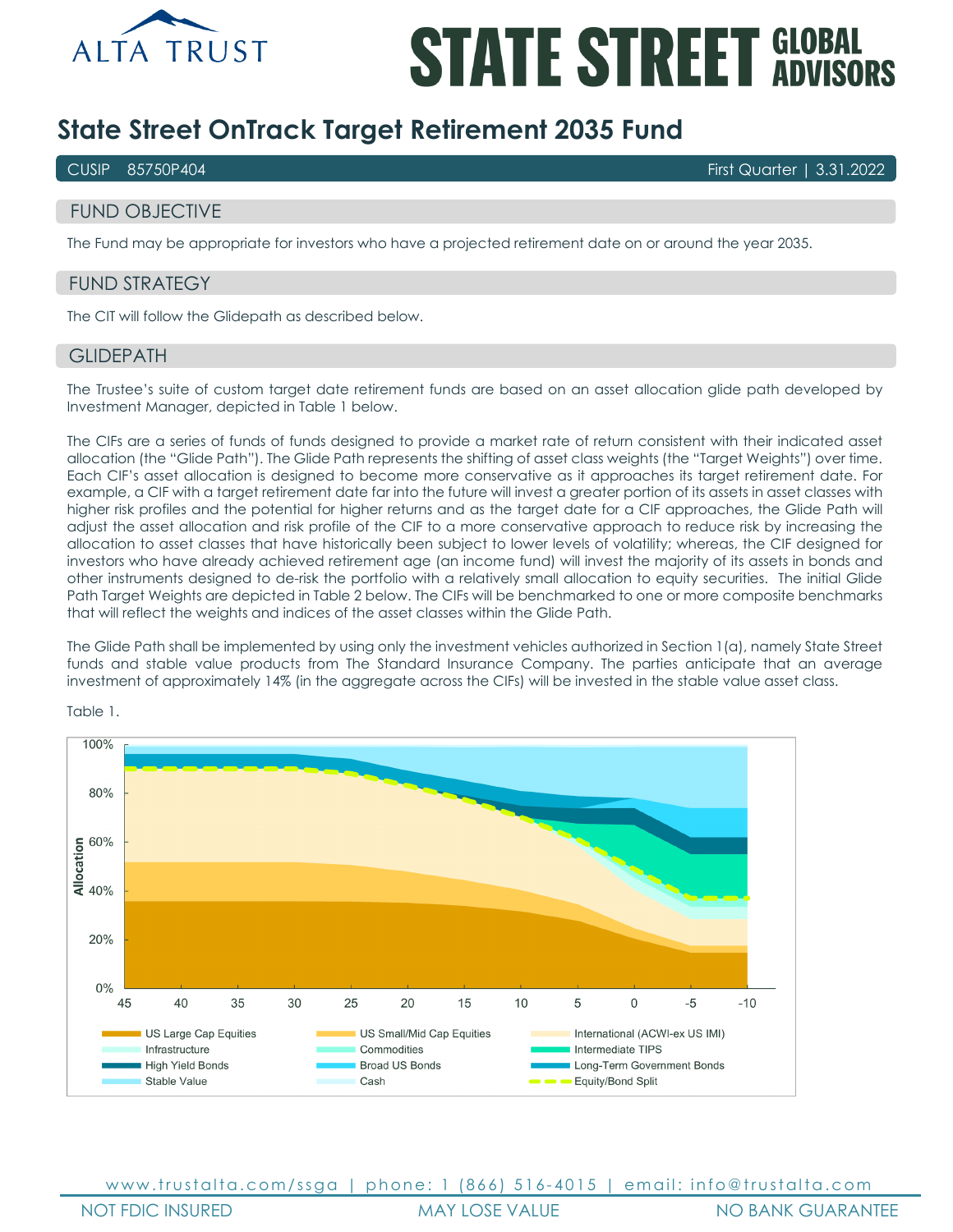ALTA TRUST

STATE STREET GLOBAL ADVISORS

# State Street OnTrack Target Retirement 2035 Fund

CUSIP 85750P404 | First Quarter | 3.31.2022

## FUND OBJECTIVE

The Fund may be appropriate for investors who have a projected retirement date on or around the year 2035.

## FUND STRATEGY

The CIT will follow the Glidepath as described below.

## GLIDEPATH

The Trustee's suite of custom target date retirement funds are based on an asset allocation glide path developed by Investment Manager, depicted in Table 1 below.

The CIFs are a series of funds of funds designed to provide a market rate of return consistent with their indicated asset allocation (the "Glide Path"). The Glide Path represents the shifting of asset class weights (the "Target Weights") over time. Each CIF's asset allocation is designed to become more conservative as it approaches its target retirement date. For example, a CIF with a target retirement date far into the future will invest a greater portion of its assets in asset classes with higher risk profiles and the potential for higher returns and as the target date for a CIF approaches, the Glide Path will adjust the asset allocation and risk profile of the CIF to a more conservative approach to reduce risk by increasing the allocation to asset classes that have historically been subject to lower levels of volatility; whereas, the CIF designed for investors who have already achieved retirement age (an income fund) will invest the majority of its assets in bonds and other instruments designed to de-risk the portfolio with a relatively small allocation to equity securities. The initial Glide Path Target Weights are depicted in Table 2 below. The CIFs will be benchmarked to one or more composite benchmarks that will reflect the weights and indices of the asset classes within the Glide Path.

The Glide Path shall be implemented by using only the investment vehicles authorized in Section 1(a), namely State Street funds and stable value products from The Standard Insurance Company. The parties anticipate that an average investment of approximately 14% (in the aggregate across the CIFs) will be invested in the stable value asset class.

Table 1.

www.trustalta.com/ssga | phone: 1 (866) 516-4015 | email: info@trustalta.com

NOT FDIC INSURED | MAY LOSE VALUE | NO BANK GUARANTEE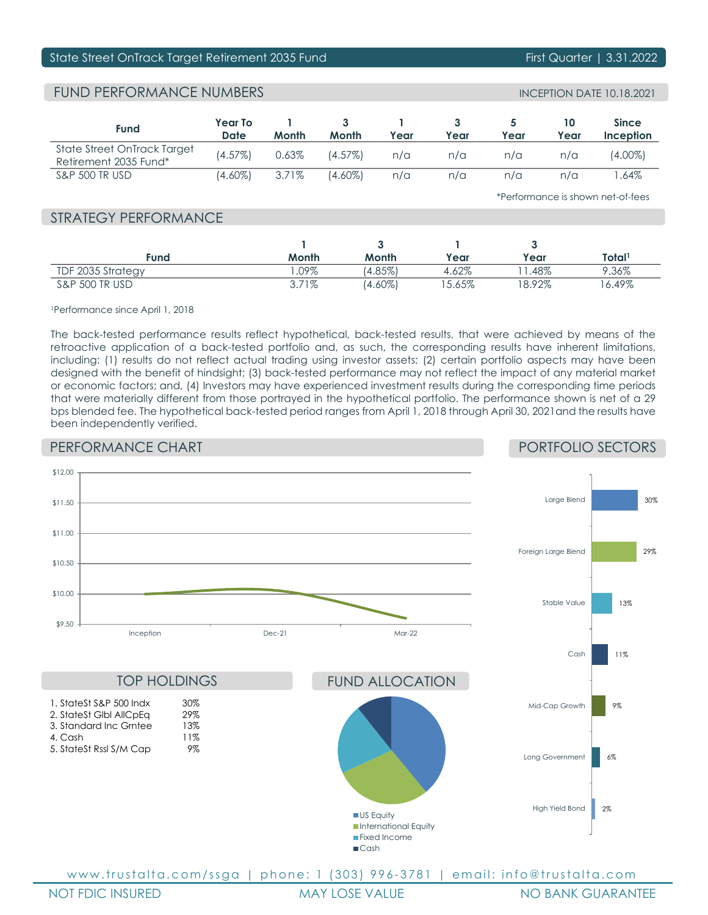State Street OnTrack Target Retirement 2035 Fund — First Quarter | 3.31.2022

## FUND PERFORMANCE NUMBERS

INCEPTION DATE 10.18.2021

| Fund | Year To Date | 1 Month | 3 Month | 1 Year | 3 Year | 5 Year | 10 Year | Since Inception |
|---|---|---|---|---|---|---|---|---|
| State Street OnTrack Target Retirement 2035 Fund* | (4.57%) | 0.63% | (4.57%) | n/a | n/a | n/a | n/a | (4.00%) |
| S&P 500 TR USD | (4.60%) | 3.71% | (4.60%) | n/a | n/a | n/a | n/a | 1.64% |

*Performance is shown net-of-fees

## STRATEGY PERFORMANCE

| Fund | 1 Month | 3 Month | 1 Year | 3 Year | Total[1] |
|---|---|---|---|---|---|
| TDF 2035 Strategy | 1.09% | (4.85%) | 4.62% | 11.48% | 9.36% |
| S&P 500 TR USD | 3.71% | (4.60%) | 15.65% | 18.92% | 16.49% |

[1]Performance since April 1, 2018

The back-tested performance results reflect hypothetical, back-tested results, that were achieved by means of the retroactive application of a back-tested portfolio and, as such, the corresponding results have inherent limitations, including: (1) results do not reflect actual trading using investor assets; (2) certain portfolio aspects may have been designed with the benefit of hindsight; (3) back-tested performance may not reflect the impact of any material market or economic factors; and, (4) Investors may have experienced investment results during the corresponding time periods that were materially different from those portrayed in the hypothetical portfolio. The performance shown is net of a 29 bps blended fee. The hypothetical back-tested period ranges from April 1, 2018 through April 30, 2021and the results have been independently verified.

## PERFORMANCE CHART

Y-axis: $9.50, $10.00, $10.50, $11.00, $11.50, $12.00
X-axis: Inception, Dec-21, Mar-22

## PORTFOLIO SECTORS

| Sector | Weight |
|---|---|
| Large Blend | 30% |
| Foreign Large Blend | 29% |
| Stable Value | 13% |
| Cash | 11% |
| Mid-Cap Growth | 9% |
| Long Government | 6% |
| High Yield Bond | 2% |

## TOP HOLDINGS

| Holding | Weight |
|---|---|
| 1. StateSt S&P 500 Indx | 30% |
| 2. StateSt Glbl AllCpEq | 29% |
| 3. Standard Inc Grntee | 13% |
| 4. Cash | 11% |
| 5. StateSt Rssl S/M Cap | 9% |

## FUND ALLOCATION

- US Equity
- International Equity
- Fixed Income
- Cash

www.trustalta.com/ssga | phone: 1 (303) 996-3781 | email: info@trustalta.com

NOT FDIC INSURED | MAY LOSE VALUE | NO BANK GUARANTEE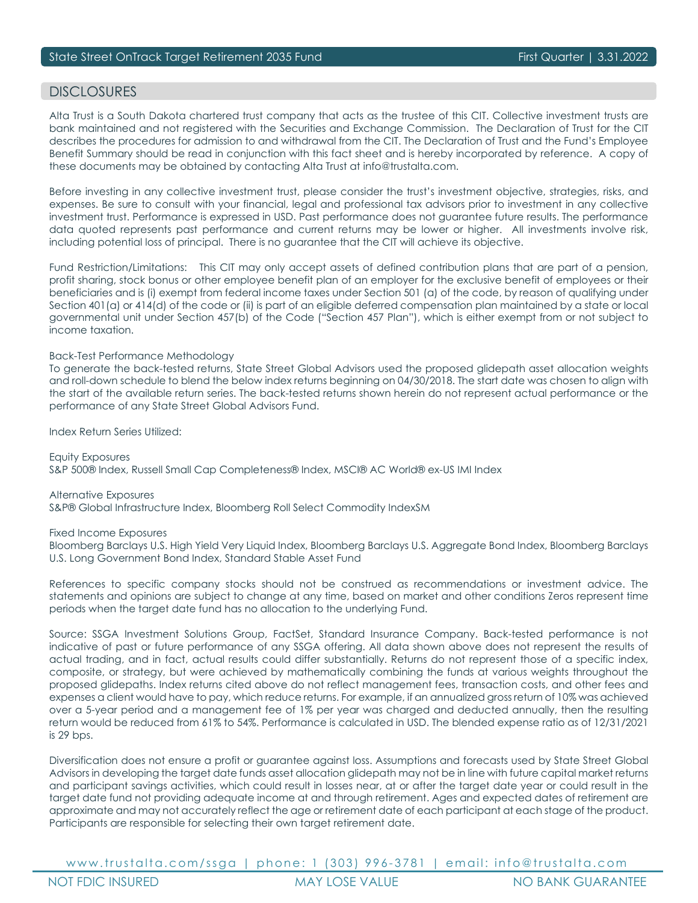## DISCLOSURES

Alta Trust is a South Dakota chartered trust company that acts as the trustee of this CIT. Collective investment trusts are bank maintained and not registered with the Securities and Exchange Commission. The Declaration of Trust for the CIT describes the procedures for admission to and withdrawal from the CIT. The Declaration of Trust and the Fund's Employee Benefit Summary should be read in conjunction with this fact sheet and is hereby incorporated by reference. A copy of these documents may be obtained by contacting Alta Trust at info@trustalta.com.

Before investing in any collective investment trust, please consider the trust's investment objective, strategies, risks, and expenses. Be sure to consult with your financial, legal and professional tax advisors prior to investment in any collective investment trust. Performance is expressed in USD. Past performance does not guarantee future results. The performance data quoted represents past performance and current returns may be lower or higher. All investments involve risk, including potential loss of principal. There is no guarantee that the CIT will achieve its objective.

Fund Restriction/Limitations: This CIT may only accept assets of defined contribution plans that are part of a pension, profit sharing, stock bonus or other employee benefit plan of an employer for the exclusive benefit of employees or their beneficiaries and is (i) exempt from federal income taxes under Section 501 (a) of the code, by reason of qualifying under Section 401(a) or 414(d) of the code or (ii) is part of an eligible deferred compensation plan maintained by a state or local governmental unit under Section 457(b) of the Code ("Section 457 Plan"), which is either exempt from or not subject to income taxation.

Back-Test Performance Methodology
To generate the back-tested returns, State Street Global Advisors used the proposed glidepath asset allocation weights and roll-down schedule to blend the below index returns beginning on 04/30/2018. The start date was chosen to align with the start of the available return series. The back-tested returns shown herein do not represent actual performance or the performance of any State Street Global Advisors Fund.

Index Return Series Utilized:

Equity Exposures
S&P 500® Index, Russell Small Cap Completeness® Index, MSCI® AC World® ex-US IMI Index

Alternative Exposures
S&P® Global Infrastructure Index, Bloomberg Roll Select Commodity IndexSM

Fixed Income Exposures
Bloomberg Barclays U.S. High Yield Very Liquid Index, Bloomberg Barclays U.S. Aggregate Bond Index, Bloomberg Barclays U.S. Long Government Bond Index, Standard Stable Asset Fund

References to specific company stocks should not be construed as recommendations or investment advice. The statements and opinions are subject to change at any time, based on market and other conditions Zeros represent time periods when the target date fund has no allocation to the underlying Fund.

Source: SSGA Investment Solutions Group, FactSet, Standard Insurance Company. Back-tested performance is not indicative of past or future performance of any SSGA offering. All data shown above does not represent the results of actual trading, and in fact, actual results could differ substantially. Returns do not represent those of a specific index, composite, or strategy, but were achieved by mathematically combining the funds at various weights throughout the proposed glidepaths. Index returns cited above do not reflect management fees, transaction costs, and other fees and expenses a client would have to pay, which reduce returns. For example, if an annualized gross return of 10% was achieved over a 5-year period and a management fee of 1% per year was charged and deducted annually, then the resulting return would be reduced from 61% to 54%. Performance is calculated in USD. The blended expense ratio as of 12/31/2021 is 29 bps.

Diversification does not ensure a profit or guarantee against loss. Assumptions and forecasts used by State Street Global Advisors in developing the target date funds asset allocation glidepath may not be in line with future capital market returns and participant savings activities, which could result in losses near, at or after the target date year or could result in the target date fund not providing adequate income at and through retirement. Ages and expected dates of retirement are approximate and may not accurately reflect the age or retirement date of each participant at each stage of the product. Participants are responsible for selecting their own target retirement date.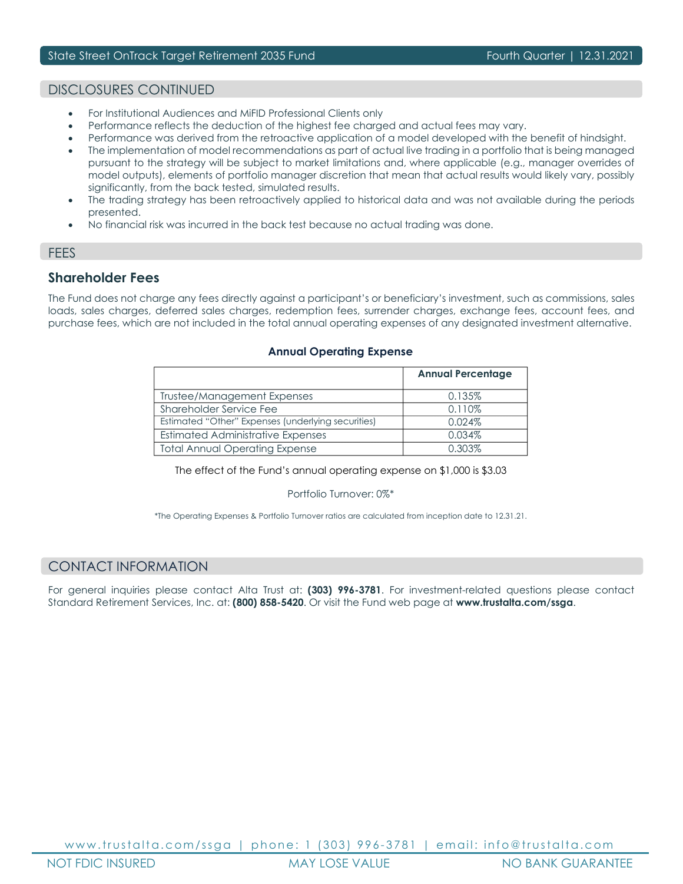## DISCLOSURES CONTINUED

- For Institutional Audiences and MiFID Professional Clients only
- Performance reflects the deduction of the highest fee charged and actual fees may vary.
- Performance was derived from the retroactive application of a model developed with the benefit of hindsight.
- The implementation of model recommendations as part of actual live trading in a portfolio that is being managed pursuant to the strategy will be subject to market limitations and, where applicable (e.g., manager overrides of model outputs), elements of portfolio manager discretion that mean that actual results would likely vary, possibly significantly, from the back tested, simulated results.
- The trading strategy has been retroactively applied to historical data and was not available during the periods presented.
- No financial risk was incurred in the back test because no actual trading was done.

## FEES

### Shareholder Fees

The Fund does not charge any fees directly against a participant's or beneficiary's investment, such as commissions, sales loads, sales charges, deferred sales charges, redemption fees, surrender charges, exchange fees, account fees, and purchase fees, which are not included in the total annual operating expenses of any designated investment alternative.

**Annual Operating Expense**

| | Annual Percentage |
|---|---|
| Trustee/Management Expenses | 0.135% |
| Shareholder Service Fee | 0.110% |
| Estimated "Other" Expenses (underlying securities) | 0.024% |
| Estimated Administrative Expenses | 0.034% |
| Total Annual Operating Expense | 0.303% |

The effect of the Fund's annual operating expense on $1,000 is $3.03

Portfolio Turnover: 0%*

*The Operating Expenses & Portfolio Turnover ratios are calculated from inception date to 12.31.21.

## CONTACT INFORMATION

For general inquiries please contact Alta Trust at: **(303) 996-3781**. For investment-related questions please contact Standard Retirement Services, Inc. at: **(800) 858-5420**. Or visit the Fund web page at **www.trustalta.com/ssga**.

www.trustalta.com/ssga | phone: 1 (303) 996-3781 | email: info@trustalta.com

NOT FDIC INSURED | MAY LOSE VALUE | NO BANK GUARANTEE